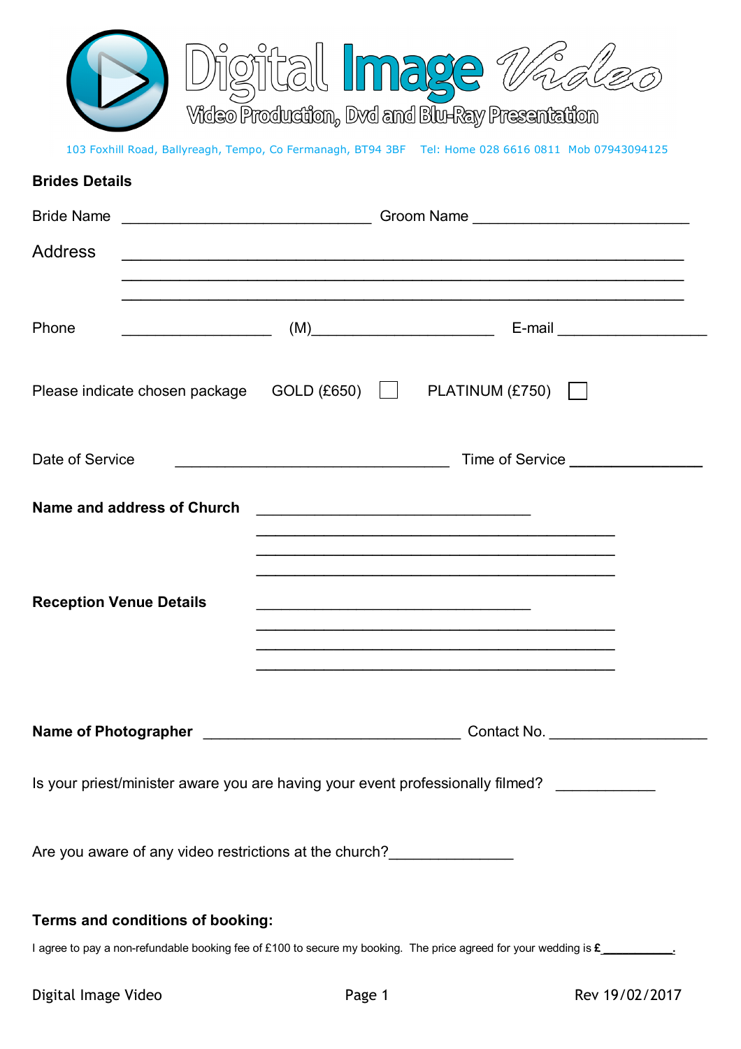# Digital Image Video

Video Production, Dvd and Blu-Ray Presentation

103 Foxhill Road, Ballyreagh, Tempo, Co Fermanagh, BT94 3BF Tel: Home 028 6616 0811 Mob 07943094125

**Brides Details**

Bride Name ______________________________ Groom Name __________________________

Address ___________________________________________________________________

___________________________________________________________________

___________________________________________________________________

Phone __________________ (M)______________________ E-mail __________________

Please indicate chosen package GOLD (£650) ☐ PLATINUM (£750) ☐

Date of Service _________________________________ Time of Service ________________

**Name and address of Church** _________________________________

___________________________________________

___________________________________________

___________________________________________

**Reception Venue Details** _________________________________

___________________________________________

___________________________________________

___________________________________________

**Name of Photographer** _______________________________ Contact No. ___________________

Is your priest/minister aware you are having your event professionally filmed? ____________

Are you aware of any video restrictions at the church?_______________

**Terms and conditions of booking:**

I agree to pay a non-refundable booking fee of £100 to secure my booking. The price agreed for your wedding is **£**__________.

Digital Image Video Rev 19/02/2017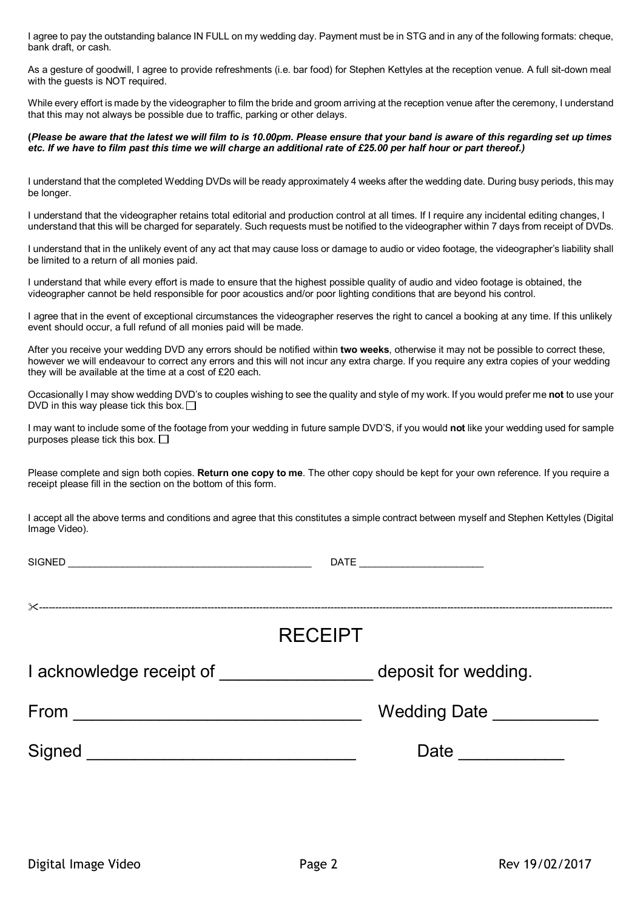I agree to pay the outstanding balance IN FULL on my wedding day. Payment must be in STG and in any of the following formats: cheque, bank draft, or cash.

As a gesture of goodwill, I agree to provide refreshments (i.e. bar food) for Stephen Kettyles at the reception venue. A full sit-down meal with the guests is NOT required.

While every effort is made by the videographer to film the bride and groom arriving at the reception venue after the ceremony, I understand that this may not always be possible due to traffic, parking or other delays.

**(*Please be aware that the latest we will film to is 10.00pm. Please ensure that your band is aware of this regarding set up times etc. If we have to film past this time we will charge an additional rate of £25.00 per half hour or part thereof.)***

I understand that the completed Wedding DVDs will be ready approximately 4 weeks after the wedding date. During busy periods, this may be longer.

I understand that the videographer retains total editorial and production control at all times. If I require any incidental editing changes, I understand that this will be charged for separately. Such requests must be notified to the videographer within 7 days from receipt of DVDs.

I understand that in the unlikely event of any act that may cause loss or damage to audio or video footage, the videographer's liability shall be limited to a return of all monies paid.

I understand that while every effort is made to ensure that the highest possible quality of audio and video footage is obtained, the videographer cannot be held responsible for poor acoustics and/or poor lighting conditions that are beyond his control.

I agree that in the event of exceptional circumstances the videographer reserves the right to cancel a booking at any time. If this unlikely event should occur, a full refund of all monies paid will be made.

After you receive your wedding DVD any errors should be notified within **two weeks**, otherwise it may not be possible to correct these, however we will endeavour to correct any errors and this will not incur any extra charge. If you require any extra copies of your wedding they will be available at the time at a cost of £20 each.

Occasionally I may show wedding DVD's to couples wishing to see the quality and style of my work. If you would prefer me **not** to use your DVD in this way please tick this box. ☐

I may want to include some of the footage from your wedding in future sample DVD'S, if you would **not** like your wedding used for sample purposes please tick this box. ☐

Please complete and sign both copies. **Return one copy to me**. The other copy should be kept for your own reference. If you require a receipt please fill in the section on the bottom of this form.

I accept all the above terms and conditions and agree that this constitutes a simple contract between myself and Stephen Kettyles (Digital Image Video).

SIGNED ____________________________________________ DATE ______________________

✂---------------------------------------------------------------------------------------------------

# RECEIPT

I acknowledge receipt of ________________ deposit for wedding.

From ______________________________ Wedding Date ___________

Signed ____________________________ Date ___________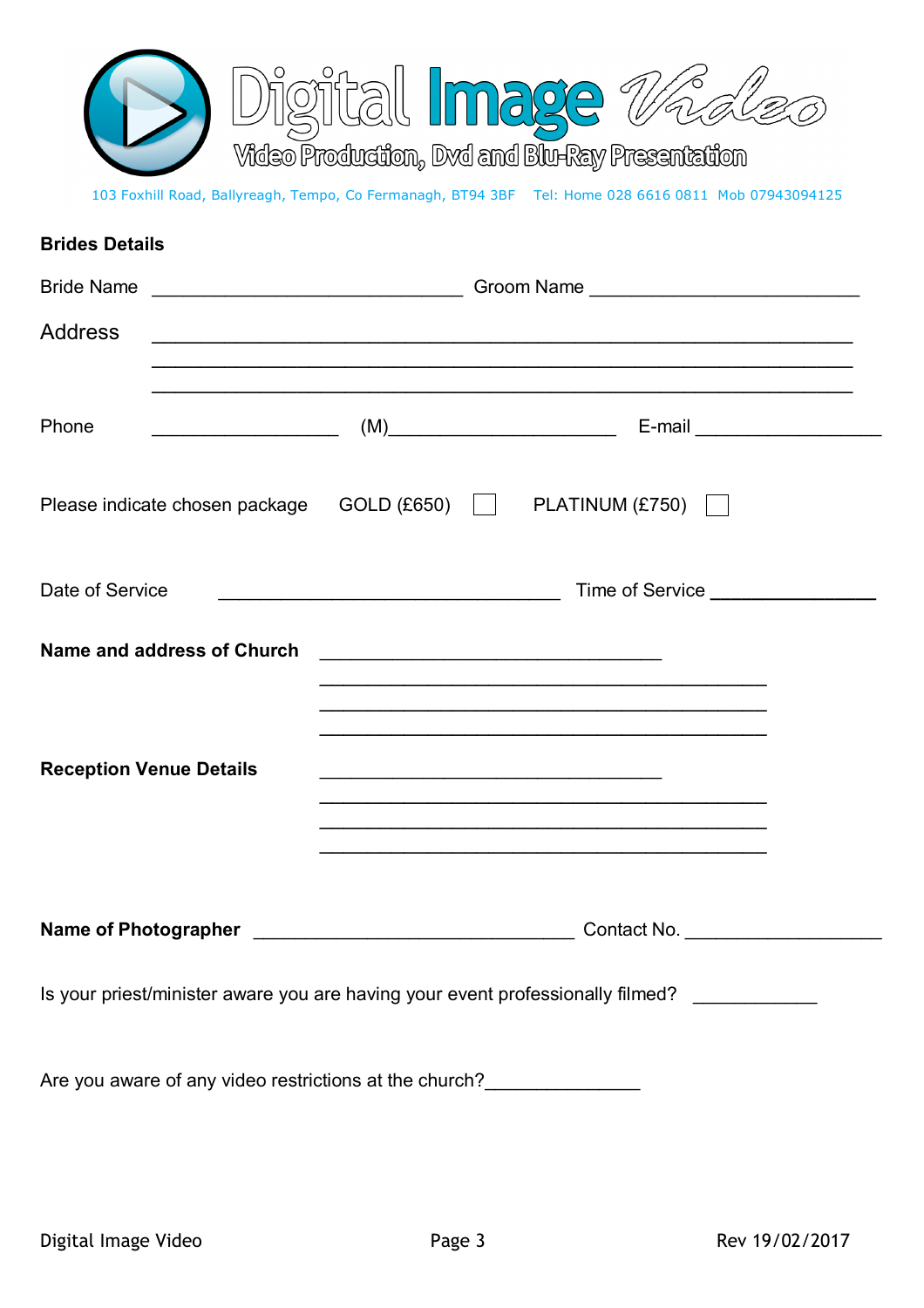# Digital Image Video

Video Production, Dvd and Blu-Ray Presentation

103 Foxhill Road, Ballyreagh, Tempo, Co Fermanagh, BT94 3BF Tel: Home 028 6616 0811 Mob 07943094125

**Brides Details**

Bride Name ______________________________ Groom Name __________________________

Address ____________________________________________________________________

____________________________________________________________________

____________________________________________________________________

Phone __________________ (M)______________________ E-mail __________________

Please indicate chosen package GOLD (£650) ☐ PLATINUM (£750) ☐

Date of Service _________________________________ Time of Service ________________

**Name and address of Church** _________________________________

___________________________________________

___________________________________________

___________________________________________

**Reception Venue Details** _________________________________

___________________________________________

___________________________________________

___________________________________________

**Name of Photographer** _______________________________ Contact No. ___________________

Is your priest/minister aware you are having your event professionally filmed? ____________

Are you aware of any video restrictions at the church?_______________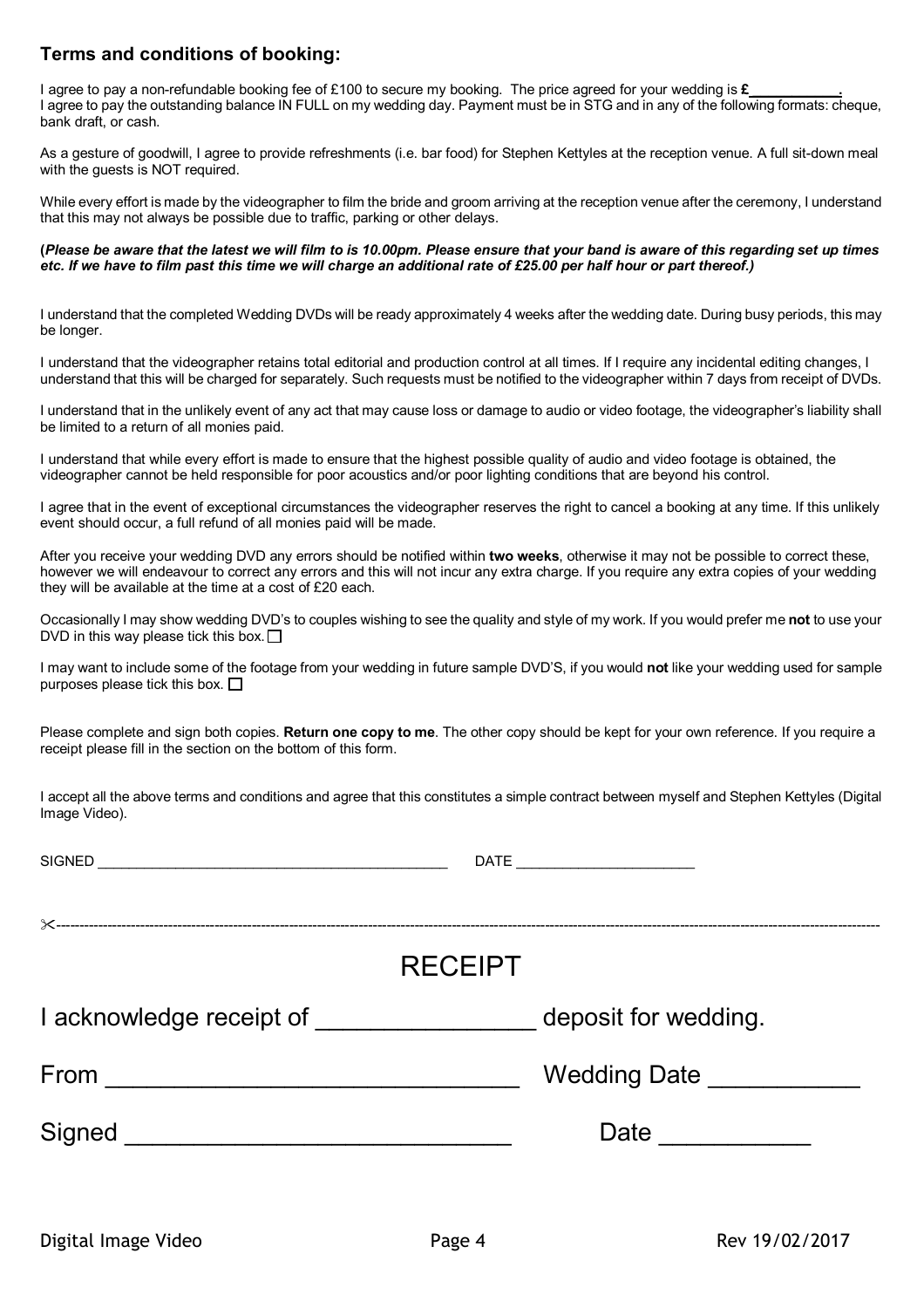## Terms and conditions of booking:

I agree to pay a non-refundable booking fee of £100 to secure my booking. The price agreed for your wedding is **£___________.**
I agree to pay the outstanding balance IN FULL on my wedding day. Payment must be in STG and in any of the following formats: cheque, bank draft, or cash.

As a gesture of goodwill, I agree to provide refreshments (i.e. bar food) for Stephen Kettyles at the reception venue. A full sit-down meal with the guests is NOT required.

While every effort is made by the videographer to film the bride and groom arriving at the reception venue after the ceremony, I understand that this may not always be possible due to traffic, parking or other delays.

**(*Please be aware that the latest we will film to is 10.00pm. Please ensure that your band is aware of this regarding set up times etc. If we have to film past this time we will charge an additional rate of £25.00 per half hour or part thereof.)***

I understand that the completed Wedding DVDs will be ready approximately 4 weeks after the wedding date. During busy periods, this may be longer.

I understand that the videographer retains total editorial and production control at all times. If I require any incidental editing changes, I understand that this will be charged for separately. Such requests must be notified to the videographer within 7 days from receipt of DVDs.

I understand that in the unlikely event of any act that may cause loss or damage to audio or video footage, the videographer's liability shall be limited to a return of all monies paid.

I understand that while every effort is made to ensure that the highest possible quality of audio and video footage is obtained, the videographer cannot be held responsible for poor acoustics and/or poor lighting conditions that are beyond his control.

I agree that in the event of exceptional circumstances the videographer reserves the right to cancel a booking at any time. If this unlikely event should occur, a full refund of all monies paid will be made.

After you receive your wedding DVD any errors should be notified within **two weeks**, otherwise it may not be possible to correct these, however we will endeavour to correct any errors and this will not incur any extra charge. If you require any extra copies of your wedding they will be available at the time at a cost of £20 each.

Occasionally I may show wedding DVD's to couples wishing to see the quality and style of my work. If you would prefer me **not** to use your DVD in this way please tick this box. ☐

I may want to include some of the footage from your wedding in future sample DVD'S, if you would **not** like your wedding used for sample purposes please tick this box. ☐

Please complete and sign both copies. **Return one copy to me**. The other copy should be kept for your own reference. If you require a receipt please fill in the section on the bottom of this form.

I accept all the above terms and conditions and agree that this constitutes a simple contract between myself and Stephen Kettyles (Digital Image Video).

SIGNED ____________________________________________ DATE ______________________

✂-----------------------------------------------------------------------------------------------------------------------------

# RECEIPT

I acknowledge receipt of ________________ deposit for wedding.

From _______________________________ Wedding Date ___________

Signed _____________________________ Date ___________